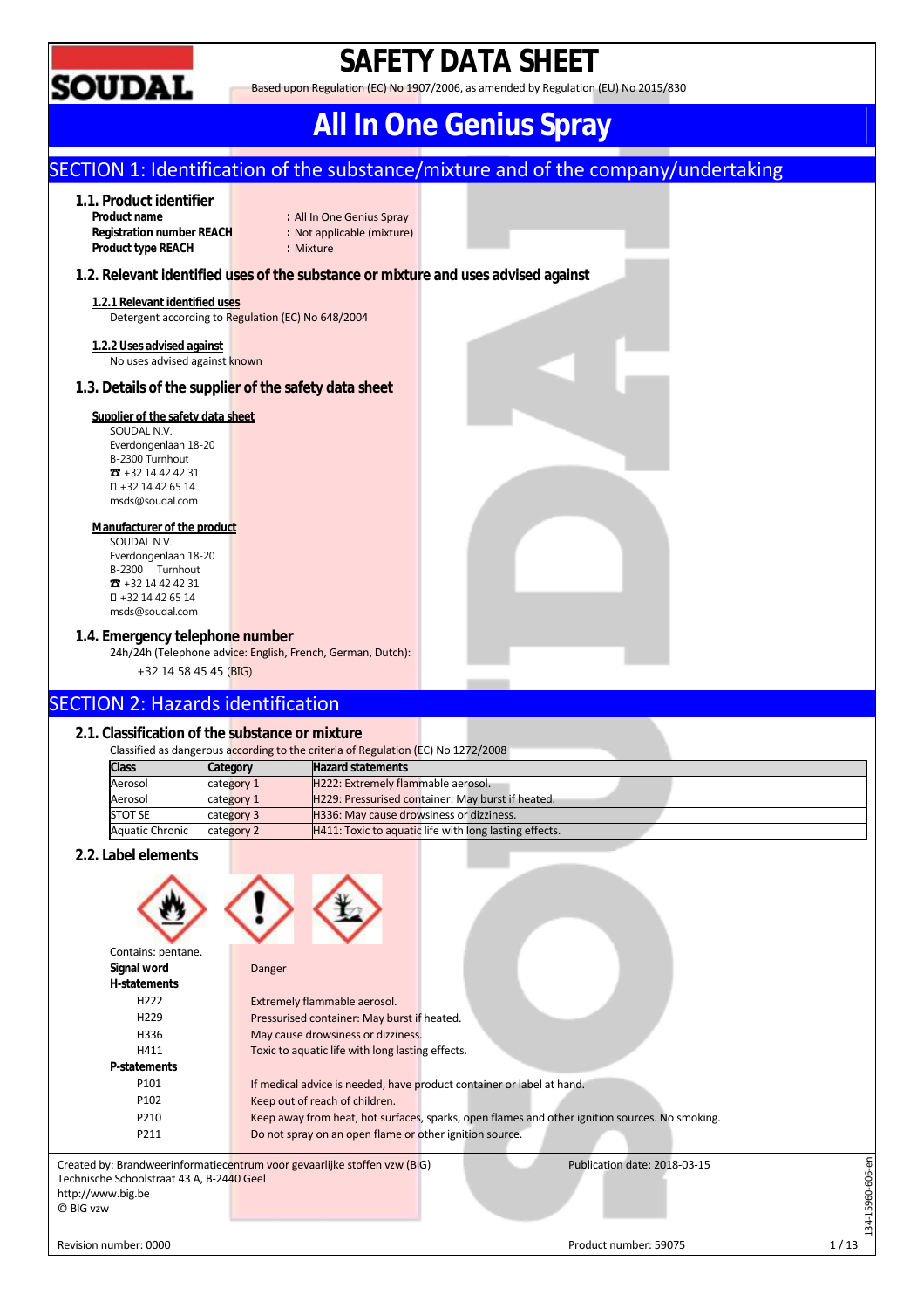# SAFETY DATA SHEET

Based upon Regulation (EC) No 1907/2006, as amended by Regulation (EU) No 2015/830

# All In One Genius Spray

## SECTION 1: Identification of the substance/mixture and of the company/undertaking

### 1.1. Product identifier

**Product name** : All In One Genius Spray
**Registration number REACH** : Not applicable (mixture)
**Product type REACH** : Mixture

### 1.2. Relevant identified uses of the substance or mixture and uses advised against

**1.2.1 Relevant identified uses**

Detergent according to Regulation (EC) No 648/2004

**1.2.2 Uses advised against**

No uses advised against known

### 1.3. Details of the supplier of the safety data sheet

**Supplier of the safety data sheet**

SOUDAL N.V.
Everdongenlaan 18-20
B-2300 Turnhout
☎ +32 14 42 42 31
+32 14 42 65 14
msds@soudal.com

**Manufacturer of the product**

SOUDAL N.V.
Everdongenlaan 18-20
B-2300 Turnhout
☎ +32 14 42 42 31
+32 14 42 65 14
msds@soudal.com

### 1.4. Emergency telephone number

24h/24h (Telephone advice: English, French, German, Dutch):

+32 14 58 45 45 (BIG)

## SECTION 2: Hazards identification

### 2.1. Classification of the substance or mixture

Classified as dangerous according to the criteria of Regulation (EC) No 1272/2008

| Class | Category | Hazard statements |
|---|---|---|
| Aerosol | category 1 | H222: Extremely flammable aerosol. |
| Aerosol | category 1 | H229: Pressurised container: May burst if heated. |
| STOT SE | category 3 | H336: May cause drowsiness or dizziness. |
| Aquatic Chronic | category 2 | H411: Toxic to aquatic life with long lasting effects. |

### 2.2. Label elements

Contains: pentane.

**Signal word** Danger

**H-statements**

| | |
|---|---|
| H222 | Extremely flammable aerosol. |
| H229 | Pressurised container: May burst if heated. |
| H336 | May cause drowsiness or dizziness. |
| H411 | Toxic to aquatic life with long lasting effects. |

**P-statements**

| | |
|---|---|
| P101 | If medical advice is needed, have product container or label at hand. |
| P102 | Keep out of reach of children. |
| P210 | Keep away from heat, hot surfaces, sparks, open flames and other ignition sources. No smoking. |
| P211 | Do not spray on an open flame or other ignition source. |

Created by: Brandweerinformatiecentrum voor gevaarlijke stoffen vzw (BIG)
Technische Schoolstraat 43 A, B-2440 Geel
http://www.big.be
© BIG vzw

Publication date: 2018-03-15

Revision number: 0000

Product number: 59075

134-15960-606-en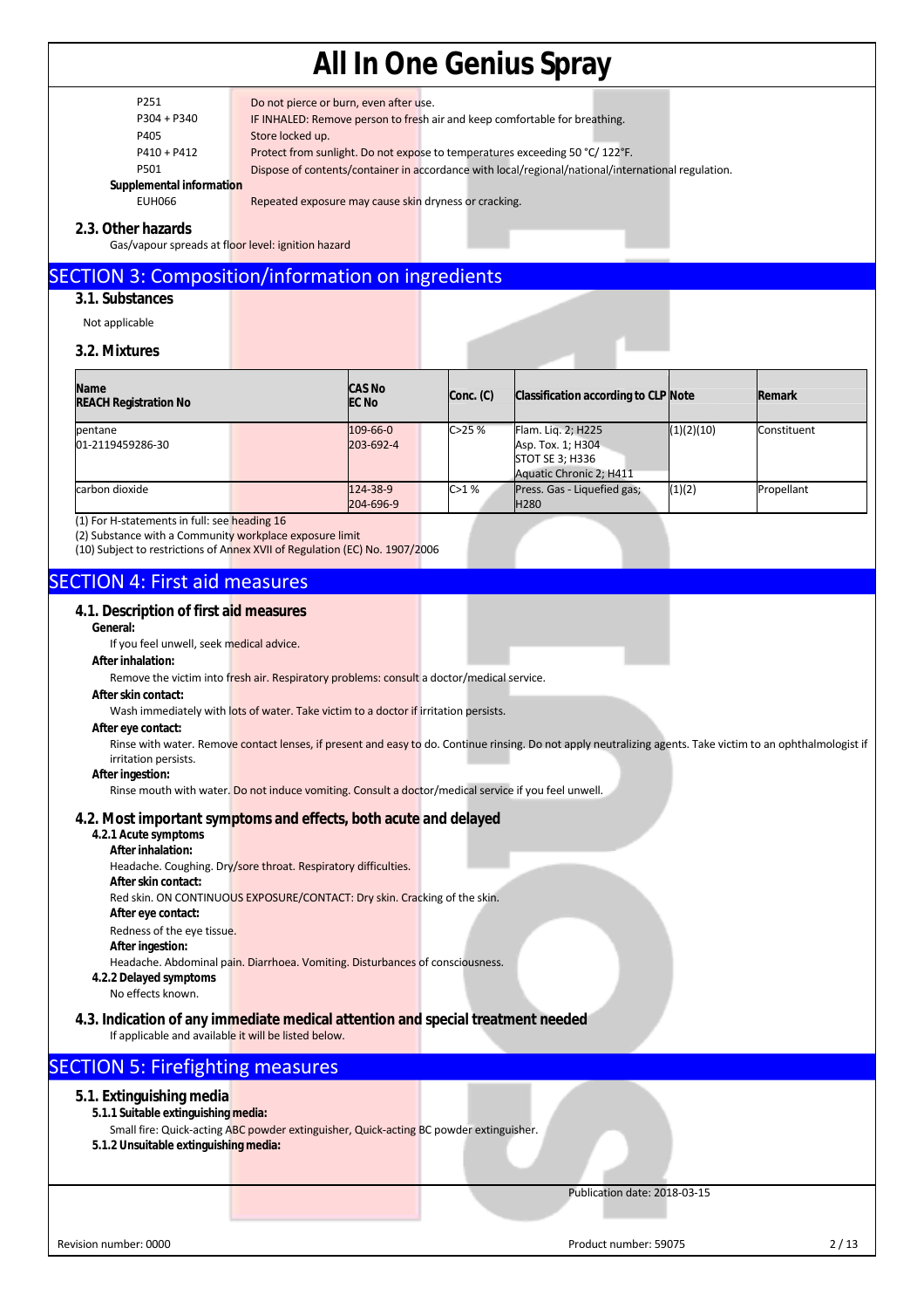| | |
|---|---|
| P251 | Do not pierce or burn, even after use. |
| P304 + P340 | IF INHALED: Remove person to fresh air and keep comfortable for breathing. |
| P405 | Store locked up. |
| P410 + P412 | Protect from sunlight. Do not expose to temperatures exceeding 50 °C/ 122°F. |
| P501 | Dispose of contents/container in accordance with local/regional/national/international regulation. |

**Supplemental information**

| | |
|---|---|
| EUH066 | Repeated exposure may cause skin dryness or cracking. |

### 2.3. Other hazards

Gas/vapour spreads at floor level: ignition hazard

## SECTION 3: Composition/information on ingredients

### 3.1. Substances

Not applicable

### 3.2. Mixtures

| Name<br>REACH Registration No | CAS No<br>EC No | Conc. (C) | Classification according to CLP | Note | Remark |
|---|---|---|---|---|---|
| pentane<br>01-2119459286-30 | 109-66-0<br>203-692-4 | C>25 % | Flam. Liq. 2; H225<br>Asp. Tox. 1; H304<br>STOT SE 3; H336<br>Aquatic Chronic 2; H411 | (1)(2)(10) | Constituent |
| carbon dioxide | 124-38-9<br>204-696-9 | C>1 % | Press. Gas - Liquefied gas; H280 | (1)(2) | Propellant |

(1) For H-statements in full: see heading 16
(2) Substance with a Community workplace exposure limit
(10) Subject to restrictions of Annex XVII of Regulation (EC) No. 1907/2006

## SECTION 4: First aid measures

### 4.1. Description of first aid measures

**General:**

If you feel unwell, seek medical advice.

**After inhalation:**

Remove the victim into fresh air. Respiratory problems: consult a doctor/medical service.

**After skin contact:**

Wash immediately with lots of water. Take victim to a doctor if irritation persists.

**After eye contact:**

Rinse with water. Remove contact lenses, if present and easy to do. Continue rinsing. Do not apply neutralizing agents. Take victim to an ophthalmologist if irritation persists.

**After ingestion:**

Rinse mouth with water. Do not induce vomiting. Consult a doctor/medical service if you feel unwell.

### 4.2. Most important symptoms and effects, both acute and delayed

**4.2.1 Acute symptoms**

**After inhalation:**

Headache. Coughing. Dry/sore throat. Respiratory difficulties.

**After skin contact:**

Red skin. ON CONTINUOUS EXPOSURE/CONTACT: Dry skin. Cracking of the skin.

**After eye contact:**

Redness of the eye tissue.

**After ingestion:**

Headache. Abdominal pain. Diarrhoea. Vomiting. Disturbances of consciousness.

**4.2.2 Delayed symptoms**

No effects known.

### 4.3. Indication of any immediate medical attention and special treatment needed

If applicable and available it will be listed below.

## SECTION 5: Firefighting measures

### 5.1. Extinguishing media

**5.1.1 Suitable extinguishing media:**

Small fire: Quick-acting ABC powder extinguisher, Quick-acting BC powder extinguisher.

**5.1.2 Unsuitable extinguishing media:**

Publication date: 2018-03-15

Revision number: 0000 — Product number: 59075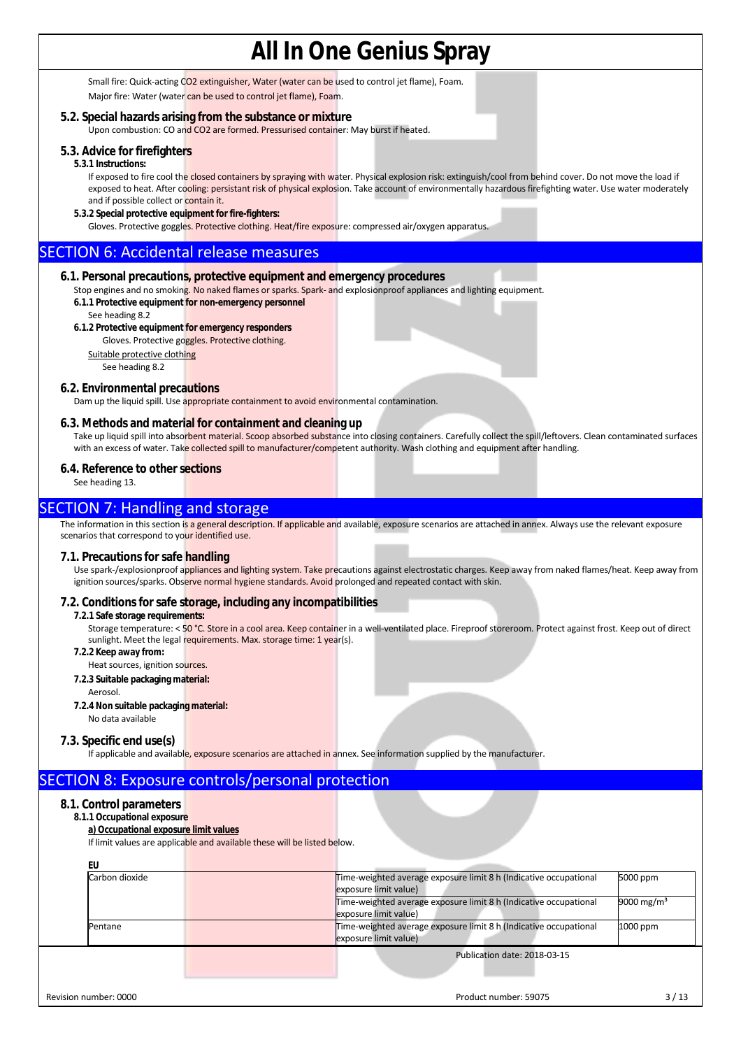Small fire: Quick-acting $CO_2$ extinguisher, Water (water can be used to control jet flame), Foam.

Major fire: Water (water can be used to control jet flame), Foam.

### 5.2. Special hazards arising from the substance or mixture

Upon combustion: CO and $CO_2$ are formed. Pressurised container: May burst if heated.

### 5.3. Advice for firefighters

#### 5.3.1 Instructions:

If exposed to fire cool the closed containers by spraying with water. Physical explosion risk: extinguish/cool from behind cover. Do not move the load if exposed to heat. After cooling: persistant risk of physical explosion. Take account of environmentally hazardous firefighting water. Use water moderately and if possible collect or contain it.

#### 5.3.2 Special protective equipment for fire-fighters:

Gloves. Protective goggles. Protective clothing. Heat/fire exposure: compressed air/oxygen apparatus.

## SECTION 6: Accidental release measures

### 6.1. Personal precautions, protective equipment and emergency procedures

Stop engines and no smoking. No naked flames or sparks. Spark- and explosionproof appliances and lighting equipment.

#### 6.1.1 Protective equipment for non-emergency personnel

See heading 8.2

#### 6.1.2 Protective equipment for emergency responders

Gloves. Protective goggles. Protective clothing.

Suitable protective clothing

See heading 8.2

### 6.2. Environmental precautions

Dam up the liquid spill. Use appropriate containment to avoid environmental contamination.

### 6.3. Methods and material for containment and cleaning up

Take up liquid spill into absorbent material. Scoop absorbed substance into closing containers. Carefully collect the spill/leftovers. Clean contaminated surfaces with an excess of water. Take collected spill to manufacturer/competent authority. Wash clothing and equipment after handling.

### 6.4. Reference to other sections

See heading 13.

## SECTION 7: Handling and storage

The information in this section is a general description. If applicable and available, exposure scenarios are attached in annex. Always use the relevant exposure scenarios that correspond to your identified use.

### 7.1. Precautions for safe handling

Use spark-/explosionproof appliances and lighting system. Take precautions against electrostatic charges. Keep away from naked flames/heat. Keep away from ignition sources/sparks. Observe normal hygiene standards. Avoid prolonged and repeated contact with skin.

### 7.2. Conditions for safe storage, including any incompatibilities

#### 7.2.1 Safe storage requirements:

Storage temperature: < 50 °C. Store in a cool area. Keep container in a well-ventilated place. Fireproof storeroom. Protect against frost. Keep out of direct sunlight. Meet the legal requirements. Max. storage time: 1 year(s).

#### 7.2.2 Keep away from:

Heat sources, ignition sources.

#### 7.2.3 Suitable packaging material:

Aerosol.

#### 7.2.4 Non suitable packaging material:

No data available

### 7.3. Specific end use(s)

If applicable and available, exposure scenarios are attached in annex. See information supplied by the manufacturer.

## SECTION 8: Exposure controls/personal protection

### 8.1. Control parameters

#### 8.1.1 Occupational exposure

**a) Occupational exposure limit values**

If limit values are applicable and available these will be listed below.

**EU**

| | | |
|---|---|---|
| Carbon dioxide | Time-weighted average exposure limit 8 h (Indicative occupational exposure limit value) | 5000 ppm |
| | Time-weighted average exposure limit 8 h (Indicative occupational exposure limit value) | 9000 mg/m³ |
| Pentane | Time-weighted average exposure limit 8 h (Indicative occupational exposure limit value) | 1000 ppm |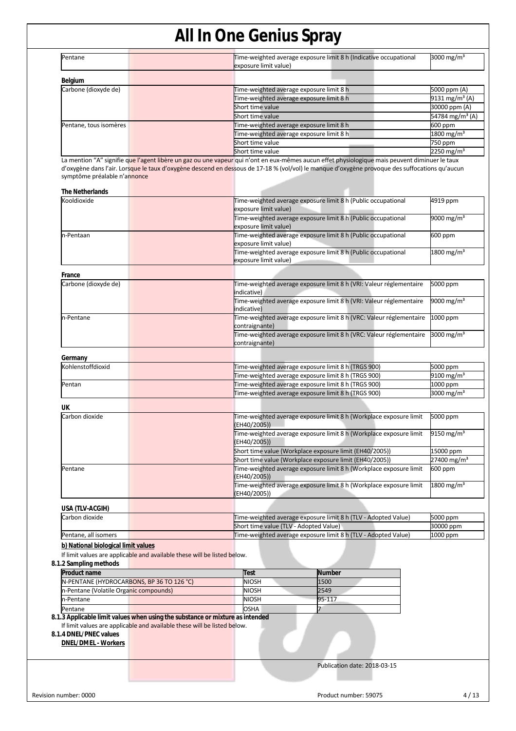| Pentane | Time-weighted average exposure limit 8 h (Indicative occupational exposure limit value) | 3000 mg/m³ |
|---|---|---|

**Belgium**

| | | |
|---|---|---|
| Carbone (dioxyde de) | Time-weighted average exposure limit 8 h | 5000 ppm (A) |
| | Time-weighted average exposure limit 8 h | 9131 mg/m³ (A) |
| | Short time value | 30000 ppm (A) |
| | Short time value | 54784 mg/m³ (A) |
| Pentane, tous isomères | Time-weighted average exposure limit 8 h | 600 ppm |
| | Time-weighted average exposure limit 8 h | 1800 mg/m³ |
| | Short time value | 750 ppm |
| | Short time value | 2250 mg/m³ |

La mention "A" signifie que l'agent libère un gaz ou une vapeur qui n'ont en eux-mêmes aucun effet physiologique mais peuvent diminuer le taux d'oxygène dans l'air. Lorsque le taux d'oxygène descend en dessous de 17-18 % (vol/vol) le manque d'oxygène provoque des suffocations qu'aucun symptôme préalable n'annonce

**The Netherlands**

| | | |
|---|---|---|
| Kooldioxide | Time-weighted average exposure limit 8 h (Public occupational exposure limit value) | 4919 ppm |
| | Time-weighted average exposure limit 8 h (Public occupational exposure limit value) | 9000 mg/m³ |
| n-Pentaan | Time-weighted average exposure limit 8 h (Public occupational exposure limit value) | 600 ppm |
| | Time-weighted average exposure limit 8 h (Public occupational exposure limit value) | 1800 mg/m³ |

**France**

| | | |
|---|---|---|
| Carbone (dioxyde de) | Time-weighted average exposure limit 8 h (VRI: Valeur réglementaire indicative) | 5000 ppm |
| | Time-weighted average exposure limit 8 h (VRI: Valeur réglementaire indicative) | 9000 mg/m³ |
| n-Pentane | Time-weighted average exposure limit 8 h (VRC: Valeur réglementaire contraignante) | 1000 ppm |
| | Time-weighted average exposure limit 8 h (VRC: Valeur réglementaire contraignante) | 3000 mg/m³ |

**Germany**

| | | |
|---|---|---|
| Kohlenstoffdioxid | Time-weighted average exposure limit 8 h (TRGS 900) | 5000 ppm |
| | Time-weighted average exposure limit 8 h (TRGS 900) | 9100 mg/m³ |
| Pentan | Time-weighted average exposure limit 8 h (TRGS 900) | 1000 ppm |
| | Time-weighted average exposure limit 8 h (TRGS 900) | 3000 mg/m³ |

**UK**

| | | |
|---|---|---|
| Carbon dioxide | Time-weighted average exposure limit 8 h (Workplace exposure limit (EH40/2005)) | 5000 ppm |
| | Time-weighted average exposure limit 8 h (Workplace exposure limit (EH40/2005)) | 9150 mg/m³ |
| | Short time value (Workplace exposure limit (EH40/2005)) | 15000 ppm |
| | Short time value (Workplace exposure limit (EH40/2005)) | 27400 mg/m³ |
| Pentane | Time-weighted average exposure limit 8 h (Workplace exposure limit (EH40/2005)) | 600 ppm |
| | Time-weighted average exposure limit 8 h (Workplace exposure limit (EH40/2005)) | 1800 mg/m³ |

**USA (TLV-ACGIH)**

| | | |
|---|---|---|
| Carbon dioxide | Time-weighted average exposure limit 8 h (TLV - Adopted Value) | 5000 ppm |
| | Short time value (TLV - Adopted Value) | 30000 ppm |
| Pentane, all isomers | Time-weighted average exposure limit 8 h (TLV - Adopted Value) | 1000 ppm |

**b) National biological limit values**

If limit values are applicable and available these will be listed below.

**8.1.2 Sampling methods**

| Product name | Test | Number |
|---|---|---|
| N-PENTANE (HYDROCARBONS, BP 36 TO 126 °C) | NIOSH | 1500 |
| n-Pentane (Volatile Organic compounds) | NIOSH | 2549 |
| n-Pentane | NIOSH | 95-117 |
| Pentane | OSHA | 7 |

**8.1.3 Applicable limit values when using the substance or mixture as intended**

If limit values are applicable and available these will be listed below.

**8.1.4 DNEL/PNEC values**

**DNEL/DMEL - Workers**

Publication date: 2018-03-15

Revision number: 0000

Product number: 59075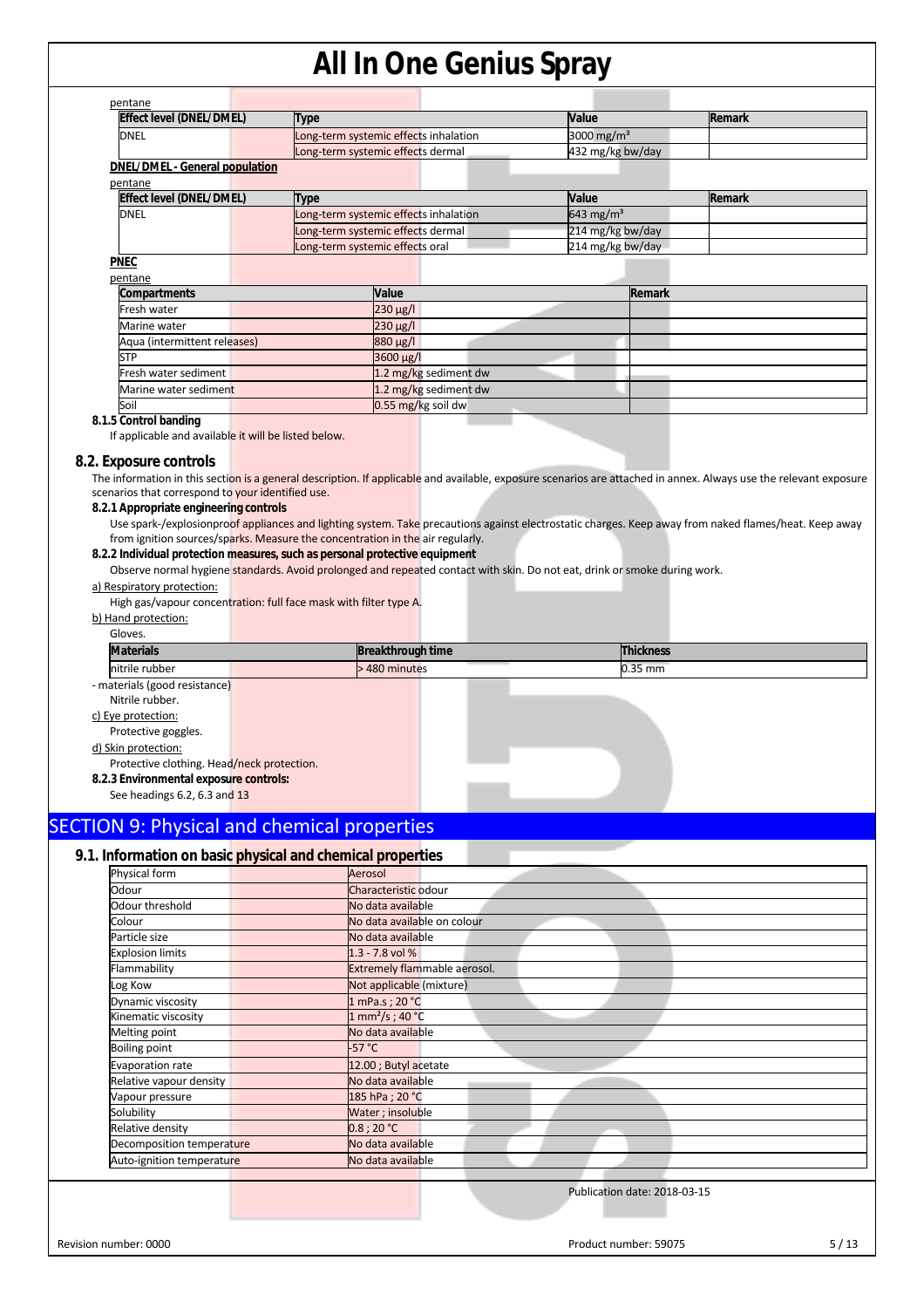pentane

| Effect level (DNEL/DMEL) | Type | Value | Remark |
|---|---|---|---|
| DNEL | Long-term systemic effects inhalation | 3000 mg/m³ | |
| | Long-term systemic effects dermal | 432 mg/kg bw/day | |

**DNEL/DMEL - General population**

pentane

| Effect level (DNEL/DMEL) | Type | Value | Remark |
|---|---|---|---|
| DNEL | Long-term systemic effects inhalation | 643 mg/m³ | |
| | Long-term systemic effects dermal | 214 mg/kg bw/day | |
| | Long-term systemic effects oral | 214 mg/kg bw/day | |

**PNEC**

pentane

| Compartments | Value | Remark |
|---|---|---|
| Fresh water | 230 µg/l | |
| Marine water | 230 µg/l | |
| Aqua (intermittent releases) | 880 µg/l | |
| STP | 3600 µg/l | |
| Fresh water sediment | 1.2 mg/kg sediment dw | |
| Marine water sediment | 1.2 mg/kg sediment dw | |
| Soil | 0.55 mg/kg soil dw | |

#### 8.1.5 Control banding

If applicable and available it will be listed below.

### 8.2. Exposure controls

The information in this section is a general description. If applicable and available, exposure scenarios are attached in annex. Always use the relevant exposure scenarios that correspond to your identified use.

#### 8.2.1 Appropriate engineering controls

Use spark-/explosionproof appliances and lighting system. Take precautions against electrostatic charges. Keep away from naked flames/heat. Keep away from ignition sources/sparks. Measure the concentration in the air regularly.

#### 8.2.2 Individual protection measures, such as personal protective equipment

Observe normal hygiene standards. Avoid prolonged and repeated contact with skin. Do not eat, drink or smoke during work.

a) Respiratory protection:

High gas/vapour concentration: full face mask with filter type A.

b) Hand protection:

Gloves.

| Materials | Breakthrough time | Thickness |
|---|---|---|
| nitrile rubber | > 480 minutes | 0.35 mm |

- materials (good resistance)

Nitrile rubber.

c) Eye protection:

Protective goggles.

d) Skin protection:

Protective clothing. Head/neck protection.

#### 8.2.3 Environmental exposure controls:

See headings 6.2, 6.3 and 13

## SECTION 9: Physical and chemical properties

### 9.1. Information on basic physical and chemical properties

| Physical form | Aerosol |
|---|---|
| Odour | Characteristic odour |
| Odour threshold | No data available |
| Colour | No data available on colour |
| Particle size | No data available |
| Explosion limits | 1.3 - 7.8 vol % |
| Flammability | Extremely flammable aerosol. |
| Log Kow | Not applicable (mixture) |
| Dynamic viscosity | 1 mPa.s ; 20 °C |
| Kinematic viscosity | 1 mm²/s ; 40 °C |
| Melting point | No data available |
| Boiling point | -57 °C |
| Evaporation rate | 12.00 ; Butyl acetate |
| Relative vapour density | No data available |
| Vapour pressure | 185 hPa ; 20 °C |
| Solubility | Water ; insoluble |
| Relative density | 0.8 ; 20 °C |
| Decomposition temperature | No data available |
| Auto-ignition temperature | No data available |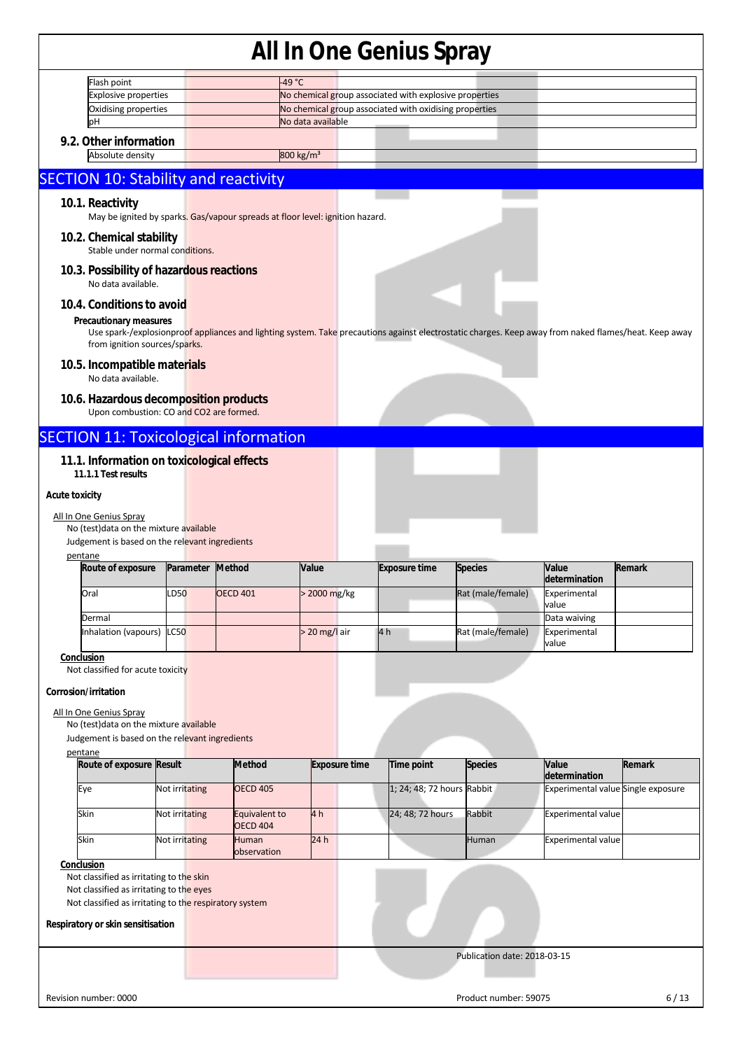| Flash point | -49 °C |
|---|---|
| Explosive properties | No chemical group associated with explosive properties |
| Oxidising properties | No chemical group associated with oxidising properties |
| pH | No data available |

### 9.2. Other information

| Absolute density | 800 kg/m³ |
|---|---|

## SECTION 10: Stability and reactivity

### 10.1. Reactivity

May be ignited by sparks. Gas/vapour spreads at floor level: ignition hazard.

### 10.2. Chemical stability

Stable under normal conditions.

### 10.3. Possibility of hazardous reactions

No data available.

### 10.4. Conditions to avoid

**Precautionary measures**

Use spark-/explosionproof appliances and lighting system. Take precautions against electrostatic charges. Keep away from naked flames/heat. Keep away from ignition sources/sparks.

### 10.5. Incompatible materials

No data available.

### 10.6. Hazardous decomposition products

Upon combustion: CO and CO2 are formed.

## SECTION 11: Toxicological information

### 11.1. Information on toxicological effects

**11.1.1 Test results**

**Acute toxicity**

All In One Genius Spray

No (test)data on the mixture available

Judgement is based on the relevant ingredients

pentane

| Route of exposure | Parameter | Method | Value | Exposure time | Species | Value determination | Remark |
|---|---|---|---|---|---|---|---|
| Oral | LD50 | OECD 401 | > 2000 mg/kg | | Rat (male/female) | Experimental value | |
| Dermal | | | | | | Data waiving | |
| Inhalation (vapours) | LC50 | | > 20 mg/l air | 4 h | Rat (male/female) | Experimental value | |

**Conclusion**

Not classified for acute toxicity

**Corrosion/irritation**

All In One Genius Spray

No (test)data on the mixture available

Judgement is based on the relevant ingredients

pentane

| Route of exposure | Result | Method | Exposure time | Time point | Species | Value determination | Remark |
|---|---|---|---|---|---|---|---|
| Eye | Not irritating | OECD 405 | | 1; 24; 48; 72 hours | Rabbit | Experimental value | Single exposure |
| Skin | Not irritating | Equivalent to OECD 404 | 4 h | 24; 48; 72 hours | Rabbit | Experimental value | |
| Skin | Not irritating | Human observation | 24 h | | Human | Experimental value | |

**Conclusion**

Not classified as irritating to the skin

Not classified as irritating to the eyes

Not classified as irritating to the respiratory system

**Respiratory or skin sensitisation**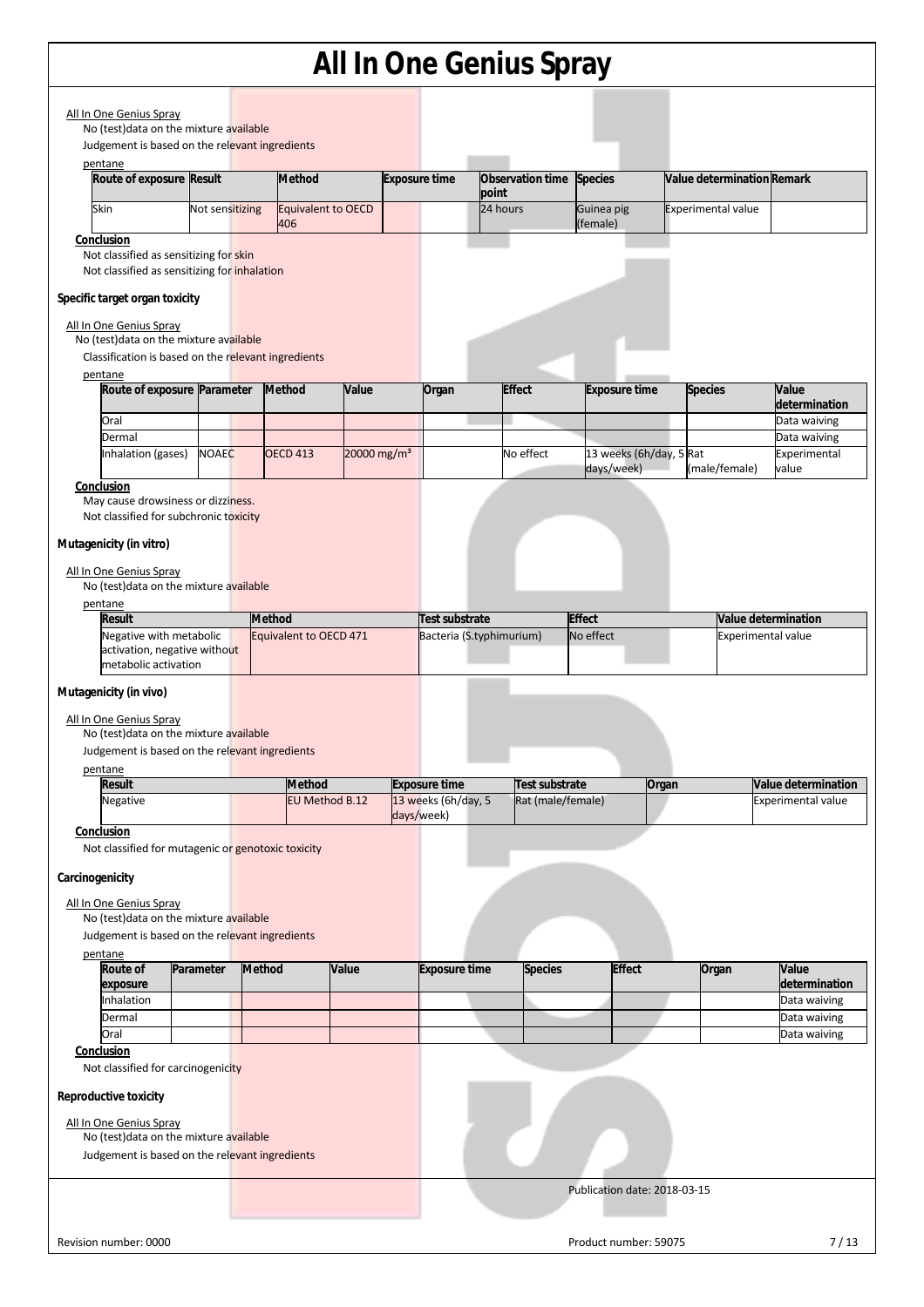All In One Genius Spray

No (test)data on the mixture available

Judgement is based on the relevant ingredients

pentane

| Route of exposure | Result | Method | Exposure time | Observation time point | Species | Value determination | Remark |
|---|---|---|---|---|---|---|---|
| Skin | Not sensitizing | Equivalent to OECD 406 | | 24 hours | Guinea pig (female) | Experimental value | |

**Conclusion**

Not classified as sensitizing for skin

Not classified as sensitizing for inhalation

### Specific target organ toxicity

All In One Genius Spray

No (test)data on the mixture available

Classification is based on the relevant ingredients

pentane

| Route of exposure | Parameter | Method | Value | Organ | Effect | Exposure time | Species | Value determination |
|---|---|---|---|---|---|---|---|---|
| Oral | | | | | | | | Data waiving |
| Dermal | | | | | | | | Data waiving |
| Inhalation (gases) | NOAEC | OECD 413 | 20000 $mg/m^3$ | | No effect | 13 weeks (6h/day, 5 days/week) | Rat (male/female) | Experimental value |

**Conclusion**

May cause drowsiness or dizziness.

Not classified for subchronic toxicity

### Mutagenicity (in vitro)

All In One Genius Spray

No (test)data on the mixture available

pentane

| Result | Method | Test substrate | Effect | Value determination |
|---|---|---|---|---|
| Negative with metabolic activation, negative without metabolic activation | Equivalent to OECD 471 | Bacteria (S.typhimurium) | No effect | Experimental value |

### Mutagenicity (in vivo)

All In One Genius Spray

No (test)data on the mixture available

Judgement is based on the relevant ingredients

pentane

| Result | Method | Exposure time | Test substrate | Organ | Value determination |
|---|---|---|---|---|---|
| Negative | EU Method B.12 | 13 weeks (6h/day, 5 days/week) | Rat (male/female) | | Experimental value |

**Conclusion**

Not classified for mutagenic or genotoxic toxicity

### Carcinogenicity

All In One Genius Spray

No (test)data on the mixture available

Judgement is based on the relevant ingredients

pentane

| Route of exposure | Parameter | Method | Value | Exposure time | Species | Effect | Organ | Value determination |
|---|---|---|---|---|---|---|---|---|
| Inhalation | | | | | | | | Data waiving |
| Dermal | | | | | | | | Data waiving |
| Oral | | | | | | | | Data waiving |

**Conclusion**

Not classified for carcinogenicity

### Reproductive toxicity

All In One Genius Spray

No (test)data on the mixture available

Judgement is based on the relevant ingredients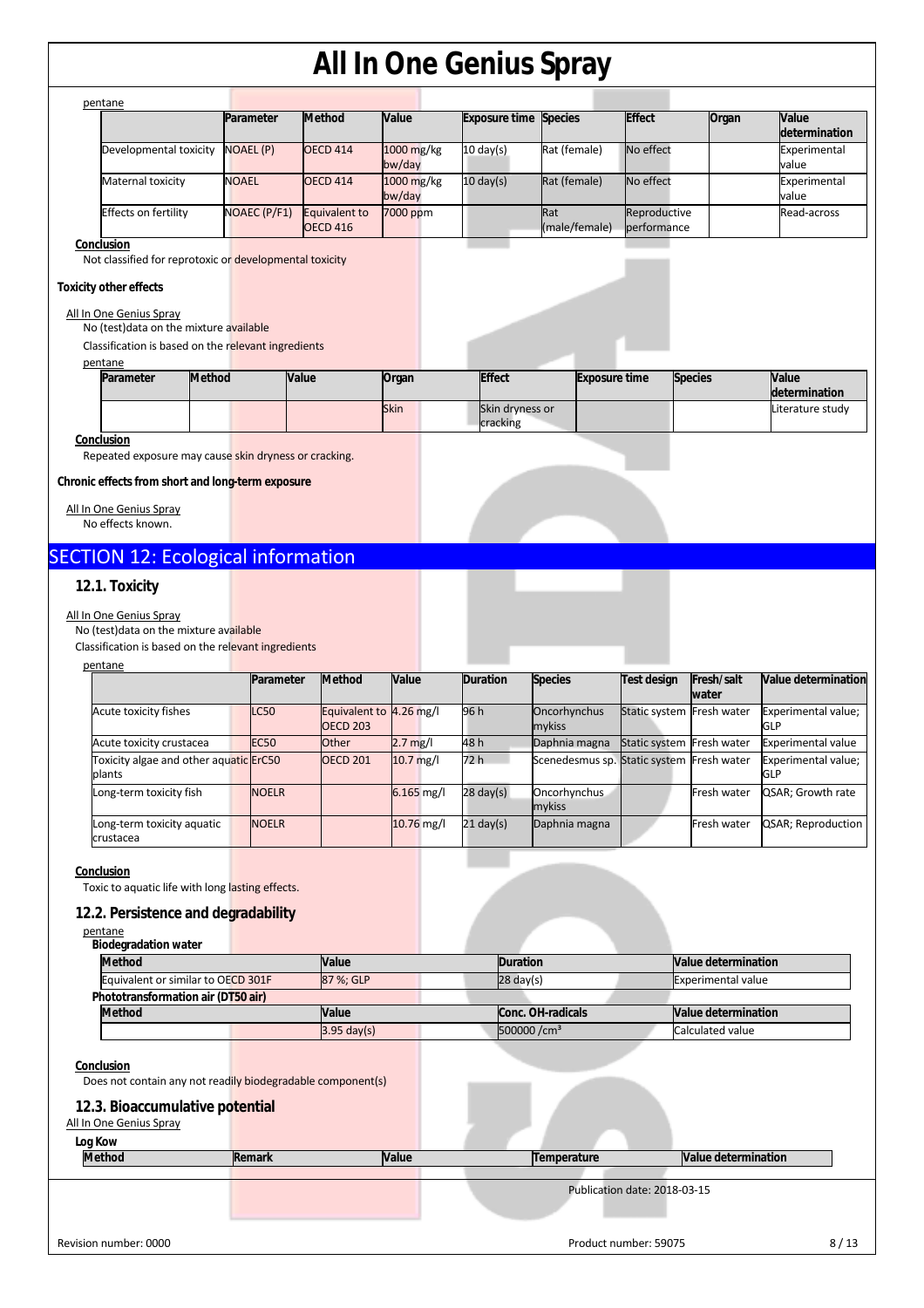pentane

| | Parameter | Method | Value | Exposure time | Species | Effect | Organ | Value determination |
|---|---|---|---|---|---|---|---|---|
| Developmental toxicity | NOAEL (P) | OECD 414 | 1000 mg/kg bw/day | 10 day(s) | Rat (female) | No effect | | Experimental value |
| Maternal toxicity | NOAEL | OECD 414 | 1000 mg/kg bw/day | 10 day(s) | Rat (female) | No effect | | Experimental value |
| Effects on fertility | NOAEC (P/F1) | Equivalent to OECD 416 | 7000 ppm | | Rat (male/female) | Reproductive performance | | Read-across |

**Conclusion**

Not classified for reprotoxic or developmental toxicity

**Toxicity other effects**

All In One Genius Spray

No (test)data on the mixture available

Classification is based on the relevant ingredients

pentane

| Parameter | Method | Value | Organ | Effect | Exposure time | Species | Value determination |
|---|---|---|---|---|---|---|---|
| | | | Skin | Skin dryness or cracking | | | Literature study |

**Conclusion**

Repeated exposure may cause skin dryness or cracking.

**Chronic effects from short and long-term exposure**

All In One Genius Spray

No effects known.

# SECTION 12: Ecological information

## 12.1. Toxicity

All In One Genius Spray

No (test)data on the mixture available

Classification is based on the relevant ingredients

pentane

| | Parameter | Method | Value | Duration | Species | Test design | Fresh/salt water | Value determination |
|---|---|---|---|---|---|---|---|---|
| Acute toxicity fishes | LC50 | Equivalent to OECD 203 | 4.26 mg/l | 96 h | Oncorhynchus mykiss | Static system | Fresh water | Experimental value; GLP |
| Acute toxicity crustacea | EC50 | Other | 2.7 mg/l | 48 h | Daphnia magna | Static system | Fresh water | Experimental value |
| Toxicity algae and other aquatic plants | ErC50 | OECD 201 | 10.7 mg/l | 72 h | Scenedesmus sp. | Static system | Fresh water | Experimental value; GLP |
| Long-term toxicity fish | NOELR | | 6.165 mg/l | 28 day(s) | Oncorhynchus mykiss | | Fresh water | QSAR; Growth rate |
| Long-term toxicity aquatic crustacea | NOELR | | 10.76 mg/l | 21 day(s) | Daphnia magna | | Fresh water | QSAR; Reproduction |

**Conclusion**

Toxic to aquatic life with long lasting effects.

## 12.2. Persistence and degradability

pentane

**Biodegradation water**

| Method | Value | Duration | Value determination |
|---|---|---|---|
| Equivalent or similar to OECD 301F | 87 %; GLP | 28 day(s) | Experimental value |

**Phototransformation air (DT50 air)**

| Method | Value | Conc. OH-radicals | Value determination |
|---|---|---|---|
| | 3.95 day(s) | 500000 /cm³ | Calculated value |

**Conclusion**

Does not contain any not readily biodegradable component(s)

## 12.3. Bioaccumulative potential

All In One Genius Spray

**Log Kow**

| Method | Remark | Value | Temperature | Value determination |
|---|---|---|---|---|

Publication date: 2018-03-15

Revision number: 0000

Product number: 59075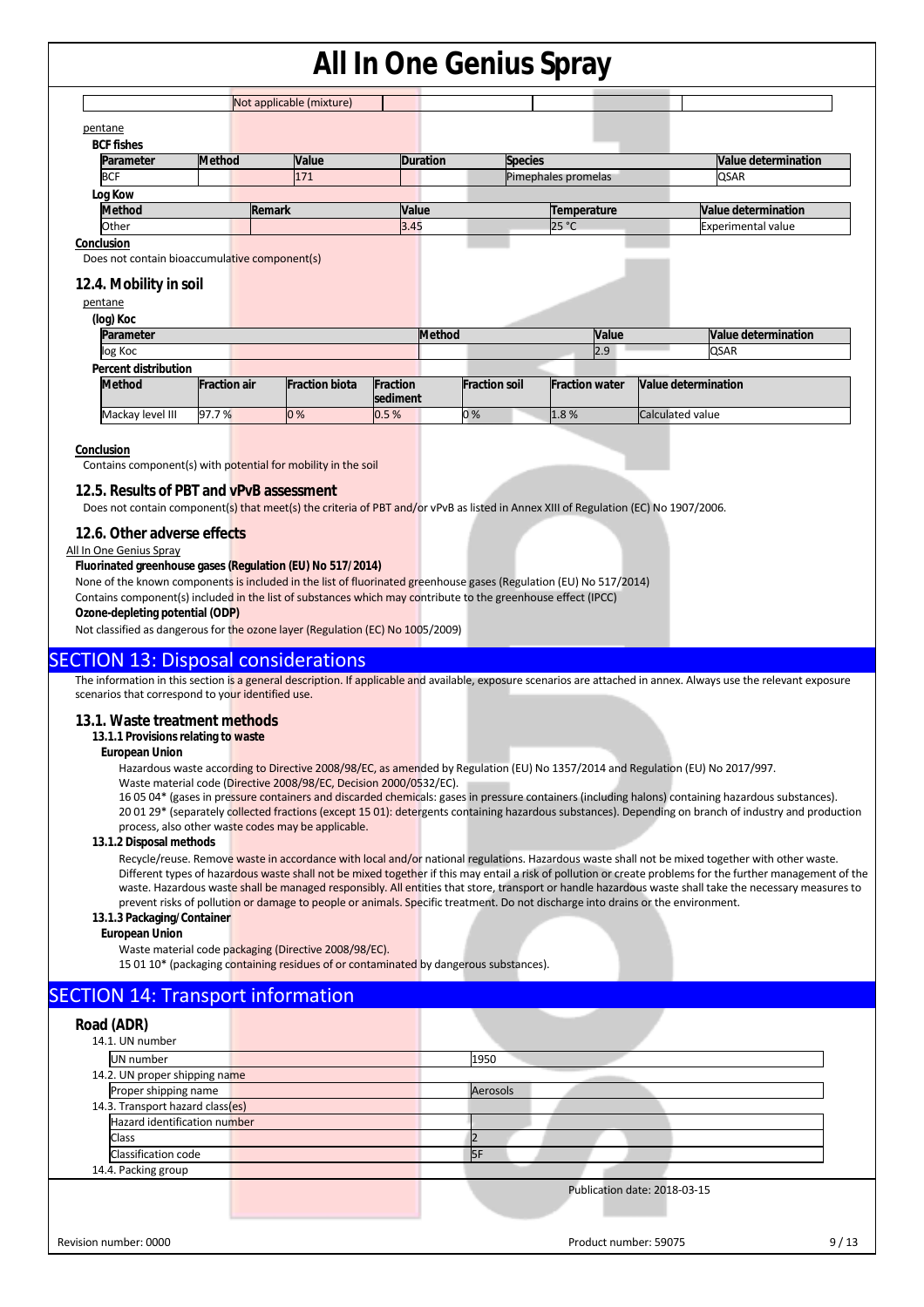| | Not applicable (mixture) | | | |
|---|---|---|---|---|

pentane

**BCF fishes**

| Parameter | Method | Value | Duration | Species | Value determination |
|---|---|---|---|---|---|
| BCF | | 171 | | Pimephales promelas | QSAR |

**Log Kow**

| Method | Remark | Value | Temperature | Value determination |
|---|---|---|---|---|
| Other | | 3.45 | 25 °C | Experimental value |

**Conclusion**

Does not contain bioaccumulative component(s)

### 12.4. Mobility in soil

pentane

**(log) Koc**

| Parameter | Method | Value | Value determination |
|---|---|---|---|
| log Koc | | 2.9 | QSAR |

**Percent distribution**

| Method | Fraction air | Fraction biota | Fraction sediment | Fraction soil | Fraction water | Value determination |
|---|---|---|---|---|---|---|
| Mackay level III | 97.7 % | 0 % | 0.5 % | 0 % | 1.8 % | Calculated value |

**Conclusion**

Contains component(s) with potential for mobility in the soil

### 12.5. Results of PBT and vPvB assessment

Does not contain component(s) that meet(s) the criteria of PBT and/or vPvB as listed in Annex XIII of Regulation (EC) No 1907/2006.

### 12.6. Other adverse effects

All In One Genius Spray

**Fluorinated greenhouse gases (Regulation (EU) No 517/2014)**

None of the known components is included in the list of fluorinated greenhouse gases (Regulation (EU) No 517/2014)

Contains component(s) included in the list of substances which may contribute to the greenhouse effect (IPCC)

**Ozone-depleting potential (ODP)**

Not classified as dangerous for the ozone layer (Regulation (EC) No 1005/2009)

## SECTION 13: Disposal considerations

The information in this section is a general description. If applicable and available, exposure scenarios are attached in annex. Always use the relevant exposure scenarios that correspond to your identified use.

### 13.1. Waste treatment methods

**13.1.1 Provisions relating to waste**

**European Union**

Hazardous waste according to Directive 2008/98/EC, as amended by Regulation (EU) No 1357/2014 and Regulation (EU) No 2017/997.

Waste material code (Directive 2008/98/EC, Decision 2000/0532/EC).

16 05 04* (gases in pressure containers and discarded chemicals: gases in pressure containers (including halons) containing hazardous substances).

20 01 29* (separately collected fractions (except 15 01): detergents containing hazardous substances). Depending on branch of industry and production process, also other waste codes may be applicable.

**13.1.2 Disposal methods**

Recycle/reuse. Remove waste in accordance with local and/or national regulations. Hazardous waste shall not be mixed together with other waste. Different types of hazardous waste shall not be mixed together if this may entail a risk of pollution or create problems for the further management of the waste. Hazardous waste shall be managed responsibly. All entities that store, transport or handle hazardous waste shall take the necessary measures to prevent risks of pollution or damage to people or animals. Specific treatment. Do not discharge into drains or the environment.

**13.1.3 Packaging/Container**

**European Union**

Waste material code packaging (Directive 2008/98/EC).

15 01 10* (packaging containing residues of or contaminated by dangerous substances).

## SECTION 14: Transport information

### Road (ADR)

14.1. UN number

| UN number | 1950 |
|---|---|

14.2. UN proper shipping name

| Proper shipping name | Aerosols |
|---|---|

14.3. Transport hazard class(es)

| Hazard identification number | |
|---|---|
| Class | 2 |
| Classification code | 5F |

14.4. Packing group

Publication date: 2018-03-15

Revision number: 0000

Product number: 59075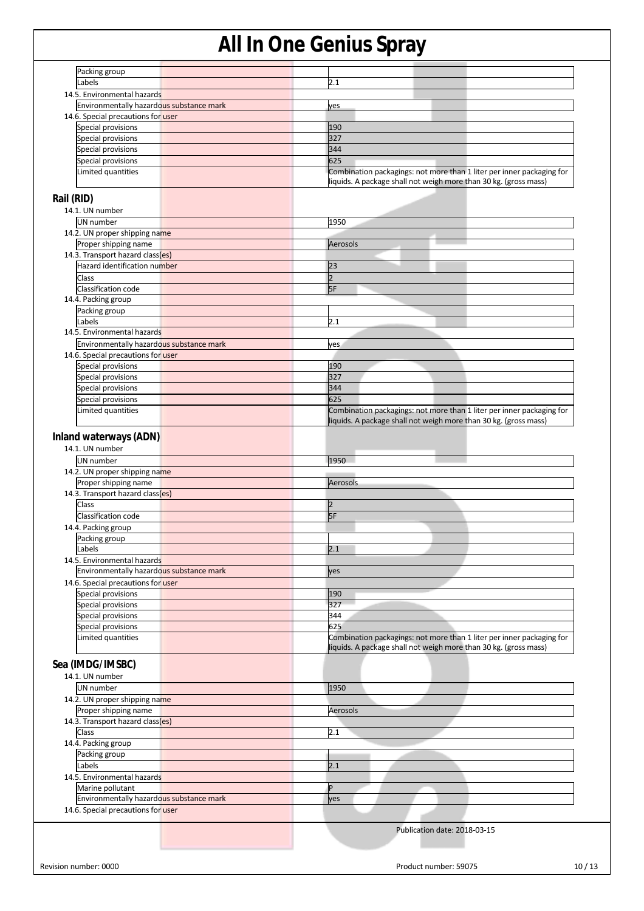| | |
|---|---|
| Packing group | |
| Labels | 2.1 |

14.5. Environmental hazards

| | |
|---|---|
| Environmentally hazardous substance mark | yes |

14.6. Special precautions for user

| | |
|---|---|
| Special provisions | 190 |
| Special provisions | 327 |
| Special provisions | 344 |
| Special provisions | 625 |
| Limited quantities | Combination packagings: not more than 1 liter per inner packaging for liquids. A package shall not weigh more than 30 kg. (gross mass) |

## Rail (RID)

14.1. UN number

| | |
|---|---|
| UN number | 1950 |

14.2. UN proper shipping name

| | |
|---|---|
| Proper shipping name | Aerosols |

14.3. Transport hazard class(es)

| | |
|---|---|
| Hazard identification number | 23 |
| Class | 2 |
| Classification code | 5F |

14.4. Packing group

| | |
|---|---|
| Packing group | |
| Labels | 2.1 |

14.5. Environmental hazards

| | |
|---|---|
| Environmentally hazardous substance mark | yes |

14.6. Special precautions for user

| | |
|---|---|
| Special provisions | 190 |
| Special provisions | 327 |
| Special provisions | 344 |
| Special provisions | 625 |
| Limited quantities | Combination packagings: not more than 1 liter per inner packaging for liquids. A package shall not weigh more than 30 kg. (gross mass) |

## Inland waterways (ADN)

14.1. UN number

| | |
|---|---|
| UN number | 1950 |

14.2. UN proper shipping name

| | |
|---|---|
| Proper shipping name | Aerosols |

14.3. Transport hazard class(es)

| | |
|---|---|
| Class | 2 |
| Classification code | 5F |

14.4. Packing group

| | |
|---|---|
| Packing group | |
| Labels | 2.1 |

14.5. Environmental hazards

| | |
|---|---|
| Environmentally hazardous substance mark | yes |

14.6. Special precautions for user

| | |
|---|---|
| Special provisions | 190 |
| Special provisions | 327 |
| Special provisions | 344 |
| Special provisions | 625 |
| Limited quantities | Combination packagings: not more than 1 liter per inner packaging for liquids. A package shall not weigh more than 30 kg. (gross mass) |

## Sea (IMDG/IMSBC)

14.1. UN number

| | |
|---|---|
| UN number | 1950 |

14.2. UN proper shipping name

| | |
|---|---|
| Proper shipping name | Aerosols |

14.3. Transport hazard class(es)

| | |
|---|---|
| Class | 2.1 |

14.4. Packing group

| | |
|---|---|
| Packing group | |
| Labels | 2.1 |

14.5. Environmental hazards

| | |
|---|---|
| Marine pollutant | P |
| Environmentally hazardous substance mark | yes |

14.6. Special precautions for user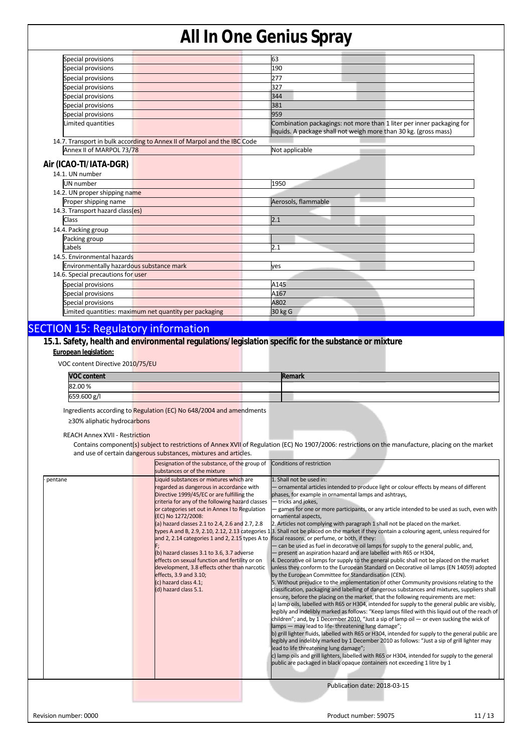| | |
|---|---|
| Special provisions | 63 |
| Special provisions | 190 |
| Special provisions | 277 |
| Special provisions | 327 |
| Special provisions | 344 |
| Special provisions | 381 |
| Special provisions | 959 |
| Limited quantities | Combination packagings: not more than 1 liter per inner packaging for liquids. A package shall not weigh more than 30 kg. (gross mass) |

14.7. Transport in bulk according to Annex II of Marpol and the IBC Code

| | |
|---|---|
| Annex II of MARPOL 73/78 | Not applicable |

### Air (ICAO-TI/IATA-DGR)

14.1. UN number

| | |
|---|---|
| UN number | 1950 |

14.2. UN proper shipping name

| | |
|---|---|
| Proper shipping name | Aerosols, flammable |

14.3. Transport hazard class(es)

| | |
|---|---|
| Class | 2.1 |

14.4. Packing group

| | |
|---|---|
| Packing group | |
| Labels | 2.1 |

14.5. Environmental hazards

| | |
|---|---|
| Environmentally hazardous substance mark | yes |

14.6. Special precautions for user

| | |
|---|---|
| Special provisions | A145 |
| Special provisions | A167 |
| Special provisions | A802 |
| Limited quantities: maximum net quantity per packaging | 30 kg G |

## SECTION 15: Regulatory information

### 15.1. Safety, health and environmental regulations/legislation specific for the substance or mixture

**European legislation:**

VOC content Directive 2010/75/EU

| VOC content | Remark |
|---|---|
| 82.00 % | |
| 659.600 g/l | |

Ingredients according to Regulation (EC) No 648/2004 and amendments

≥30% aliphatic hydrocarbons

REACH Annex XVII - Restriction

Contains component(s) subject to restrictions of Annex XVII of Regulation (EC) No 1907/2006: restrictions on the manufacture, placing on the market and use of certain dangerous substances, mixtures and articles.

| | Designation of the substance, of the group of substances or of the mixture | Conditions of restriction |
|---|---|---|
| · pentane | Liquid substances or mixtures which are regarded as dangerous in accordance with Directive 1999/45/EC or are fulfilling the criteria for any of the following hazard classes or categories set out in Annex I to Regulation (EC) No 1272/2008: (a) hazard classes 2.1 to 2.4, 2.6 and 2.7, 2.8 types A and B, 2.9, 2.10, 2.12, 2.13 categories 1 and 2, 2.14 categories 1 and 2, 2.15 types A to F; (b) hazard classes 3.1 to 3.6, 3.7 adverse effects on sexual function and fertility or on development, 3.8 effects other than narcotic effects, 3.9 and 3.10; (c) hazard class 4.1; (d) hazard class 5.1. | 1. Shall not be used in: — ornamental articles intended to produce light or colour effects by means of different phases, for example in ornamental lamps and ashtrays, — tricks and jokes, — games for one or more participants, or any article intended to be used as such, even with ornamental aspects, 2. Articles not complying with paragraph 1 shall not be placed on the market. 3. Shall not be placed on the market if they contain a colouring agent, unless required for fiscal reasons, or perfume, or both, if they: — can be used as fuel in decorative oil lamps for supply to the general public, and, — present an aspiration hazard and are labelled with R65 or H304, 4. Decorative oil lamps for supply to the general public shall not be placed on the market unless they conform to the European Standard on Decorative oil lamps (EN 14059) adopted by the European Committee for Standardisation (CEN). 5. Without prejudice to the implementation of other Community provisions relating to the classification, packaging and labelling of dangerous substances and mixtures, suppliers shall ensure, before the placing on the market, that the following requirements are met: a) lamp oils, labelled with R65 or H304, intended for supply to the general public are visibly, legibly and indelibly marked as follows: "Keep lamps filled with this liquid out of the reach of children"; and, by 1 December 2010, "Just a sip of lamp oil — or even sucking the wick of lamps — may lead to life- threatening lung damage"; b) grill lighter fluids, labelled with R65 or H304, intended for supply to the general public are legibly and indelibly marked by 1 December 2010 as follows: "Just a sip of grill lighter may lead to life threatening lung damage"; c) lamp oils and grill lighters, labelled with R65 or H304, intended for supply to the general public are packaged in black opaque containers not exceeding 1 litre by 1 |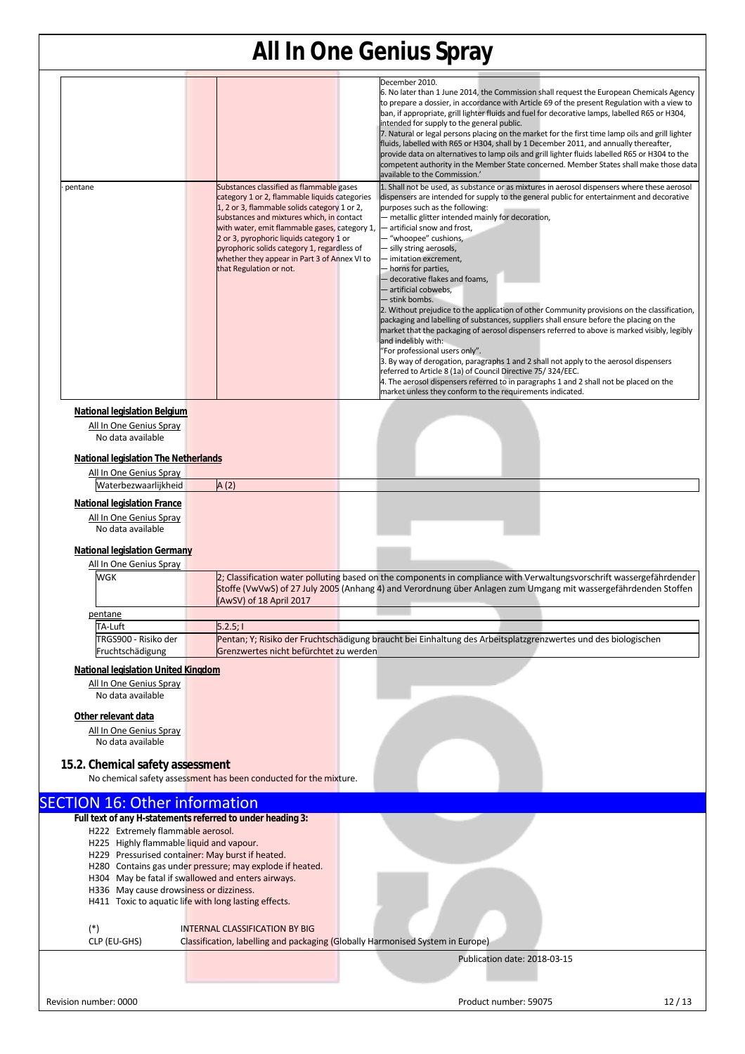| | | |
|---|---|---|
| | | December 2010.<br>6. No later than 1 June 2014, the Commission shall request the European Chemicals Agency to prepare a dossier, in accordance with Article 69 of the present Regulation with a view to ban, if appropriate, grill lighter fluids and fuel for decorative lamps, labelled R65 or H304, intended for supply to the general public.<br>7. Natural or legal persons placing on the market for the first time lamp oils and grill lighter fluids, labelled with R65 or H304, shall by 1 December 2011, and annually thereafter, provide data on alternatives to lamp oils and grill lighter fluids labelled R65 or H304 to the competent authority in the Member State concerned. Member States shall make those data available to the Commission.' |
| · pentane | Substances classified as flammable gases category 1 or 2, flammable liquids categories 1, 2 or 3, flammable solids category 1 or 2, substances and mixtures which, in contact with water, emit flammable gases, category 1, 2 or 3, pyrophoric liquids category 1 or pyrophoric solids category 1, regardless of whether they appear in Part 3 of Annex VI to that Regulation or not. | 1. Shall not be used, as substance or as mixtures in aerosol dispensers where these aerosol dispensers are intended for supply to the general public for entertainment and decorative purposes such as the following:<br>— metallic glitter intended mainly for decoration,<br>— artificial snow and frost,<br>— "whoopee" cushions,<br>— silly string aerosols,<br>— imitation excrement,<br>— horns for parties,<br>— decorative flakes and foams,<br>— artificial cobwebs,<br>— stink bombs.<br>2. Without prejudice to the application of other Community provisions on the classification, packaging and labelling of substances, suppliers shall ensure before the placing on the market that the packaging of aerosol dispensers referred to above is marked visibly, legibly and indelibly with:<br>"For professional users only".<br>3. By way of derogation, paragraphs 1 and 2 shall not apply to the aerosol dispensers referred to Article 8 (1a) of Council Directive 75/ 324/EEC.<br>4. The aerosol dispensers referred to in paragraphs 1 and 2 shall not be placed on the market unless they conform to the requirements indicated. |

**National legislation Belgium**

All In One Genius Spray

No data available

**National legislation The Netherlands**

All In One Genius Spray

| | |
|---|---|
| Waterbezwaarlijkheid | A (2) |

**National legislation France**

All In One Genius Spray

No data available

**National legislation Germany**

All In One Genius Spray

| | |
|---|---|
| WGK | 2; Classification water polluting based on the components in compliance with Verwaltungsvorschrift wassergefährdender Stoffe (VwVwS) of 27 July 2005 (Anhang 4) and Verordnung über Anlagen zum Umgang mit wassergefährdenden Stoffen (AwSV) of 18 April 2017 |

pentane

| | |
|---|---|
| TA-Luft | 5.2.5; I |
| TRGS900 - Risiko der Fruchtschädigung | Pentan; Y; Risiko der Fruchtschädigung braucht bei Einhaltung des Arbeitsplatzgrenzwertes und des biologischen Grenzwertes nicht befürchtet zu werden |

**National legislation United Kingdom**

All In One Genius Spray

No data available

**Other relevant data**

All In One Genius Spray

No data available

### 15.2. Chemical safety assessment

No chemical safety assessment has been conducted for the mixture.

## SECTION 16: Other information

**Full text of any H-statements referred to under heading 3:**

H222 Extremely flammable aerosol.
H225 Highly flammable liquid and vapour.
H229 Pressurised container: May burst if heated.
H280 Contains gas under pressure; may explode if heated.
H304 May be fatal if swallowed and enters airways.
H336 May cause drowsiness or dizziness.
H411 Toxic to aquatic life with long lasting effects.

| | |
|---|---|
| (*) | INTERNAL CLASSIFICATION BY BIG |
| CLP (EU-GHS) | Classification, labelling and packaging (Globally Harmonised System in Europe) |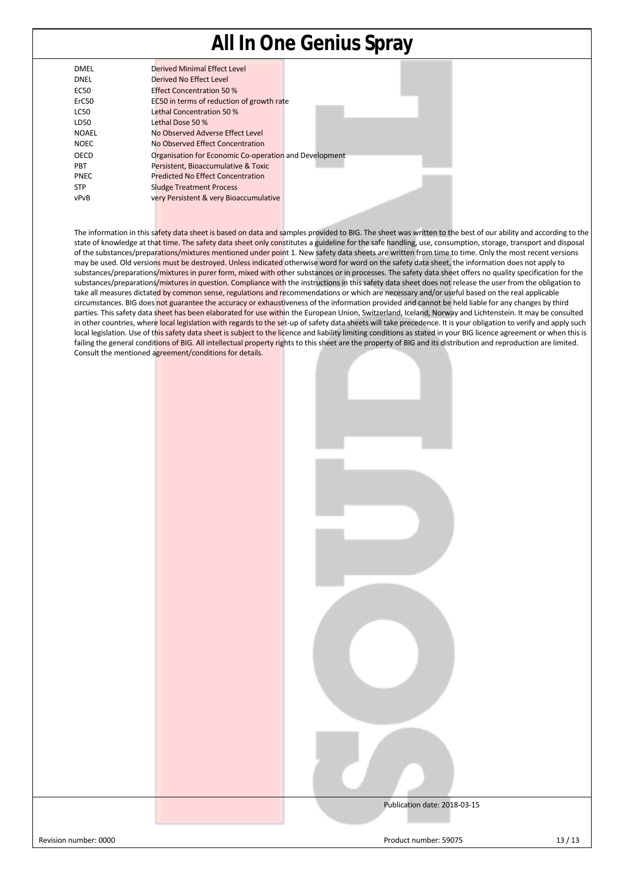| | |
|---|---|
| DMEL | Derived Minimal Effect Level |
| DNEL | Derived No Effect Level |
| EC50 | Effect Concentration 50 % |
| ErC50 | EC50 in terms of reduction of growth rate |
| LC50 | Lethal Concentration 50 % |
| LD50 | Lethal Dose 50 % |
| NOAEL | No Observed Adverse Effect Level |
| NOEC | No Observed Effect Concentration |
| OECD | Organisation for Economic Co-operation and Development |
| PBT | Persistent, Bioaccumulative & Toxic |
| PNEC | Predicted No Effect Concentration |
| STP | Sludge Treatment Process |
| vPvB | very Persistent & very Bioaccumulative |

The information in this safety data sheet is based on data and samples provided to BIG. The sheet was written to the best of our ability and according to the state of knowledge at that time. The safety data sheet only constitutes a guideline for the safe handling, use, consumption, storage, transport and disposal of the substances/preparations/mixtures mentioned under point 1. New safety data sheets are written from time to time. Only the most recent versions may be used. Old versions must be destroyed. Unless indicated otherwise word for word on the safety data sheet, the information does not apply to substances/preparations/mixtures in purer form, mixed with other substances or in processes. The safety data sheet offers no quality specification for the substances/preparations/mixtures in question. Compliance with the instructions in this safety data sheet does not release the user from the obligation to take all measures dictated by common sense, regulations and recommendations or which are necessary and/or useful based on the real applicable circumstances. BIG does not guarantee the accuracy or exhaustiveness of the information provided and cannot be held liable for any changes by third parties. This safety data sheet has been elaborated for use within the European Union, Switzerland, Iceland, Norway and Lichtenstein. It may be consulted in other countries, where local legislation with regards to the set-up of safety data sheets will take precedence. It is your obligation to verify and apply such local legislation. Use of this safety data sheet is subject to the licence and liability limiting conditions as stated in your BIG licence agreement or when this is failing the general conditions of BIG. All intellectual property rights to this sheet are the property of BIG and its distribution and reproduction are limited. Consult the mentioned agreement/conditions for details.